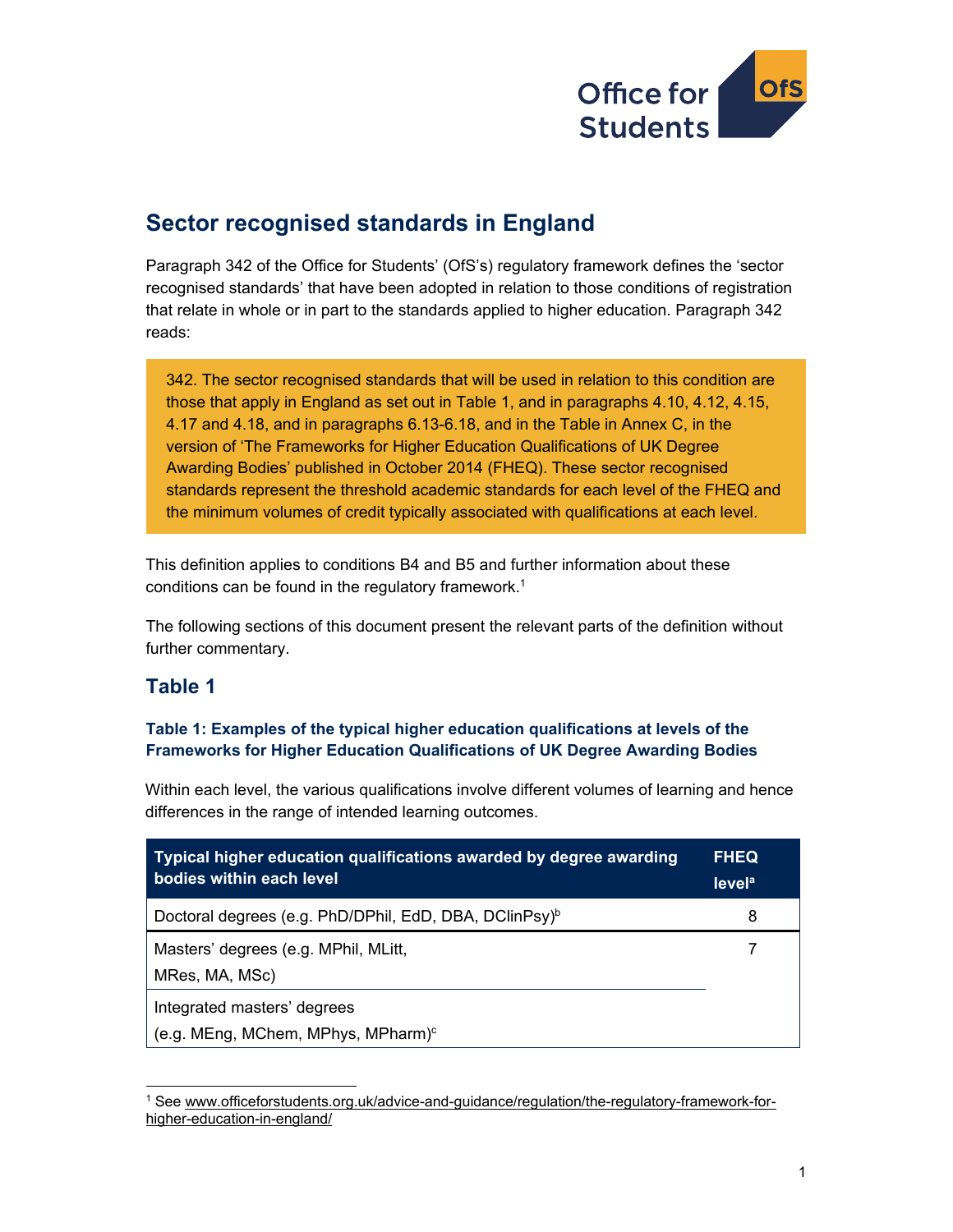# Sector recognised standards in England

Paragraph 342 of the Office for Students' (OfS's) regulatory framework defines the 'sector recognised standards' that have been adopted in relation to those conditions of registration that relate in whole or in part to the standards applied to higher education. Paragraph 342 reads:

> 342. The sector recognised standards that will be used in relation to this condition are those that apply in England as set out in Table 1, and in paragraphs 4.10, 4.12, 4.15, 4.17 and 4.18, and in paragraphs 6.13-6.18, and in the Table in Annex C, in the version of 'The Frameworks for Higher Education Qualifications of UK Degree Awarding Bodies' published in October 2014 (FHEQ). These sector recognised standards represent the threshold academic standards for each level of the FHEQ and the minimum volumes of credit typically associated with qualifications at each level.

This definition applies to conditions B4 and B5 and further information about these conditions can be found in the regulatory framework.[1]

The following sections of this document present the relevant parts of the definition without further commentary.

## Table 1

### Table 1: Examples of the typical higher education qualifications at levels of the Frameworks for Higher Education Qualifications of UK Degree Awarding Bodies

Within each level, the various qualifications involve different volumes of learning and hence differences in the range of intended learning outcomes.

| Typical higher education qualifications awarded by degree awarding bodies within each level | FHEQ level[a] |
|---|---|
| Doctoral degrees (e.g. PhD/DPhil, EdD, DBA, DClinPsy)[b] | 8 |
| Masters' degrees (e.g. MPhil, MLitt, MRes, MA, MSc) | 7 |
| Integrated masters' degrees (e.g. MEng, MChem, MPhys, MPharm)[c] | |

[1] See www.officeforstudents.org.uk/advice-and-guidance/regulation/the-regulatory-framework-for-higher-education-in-england/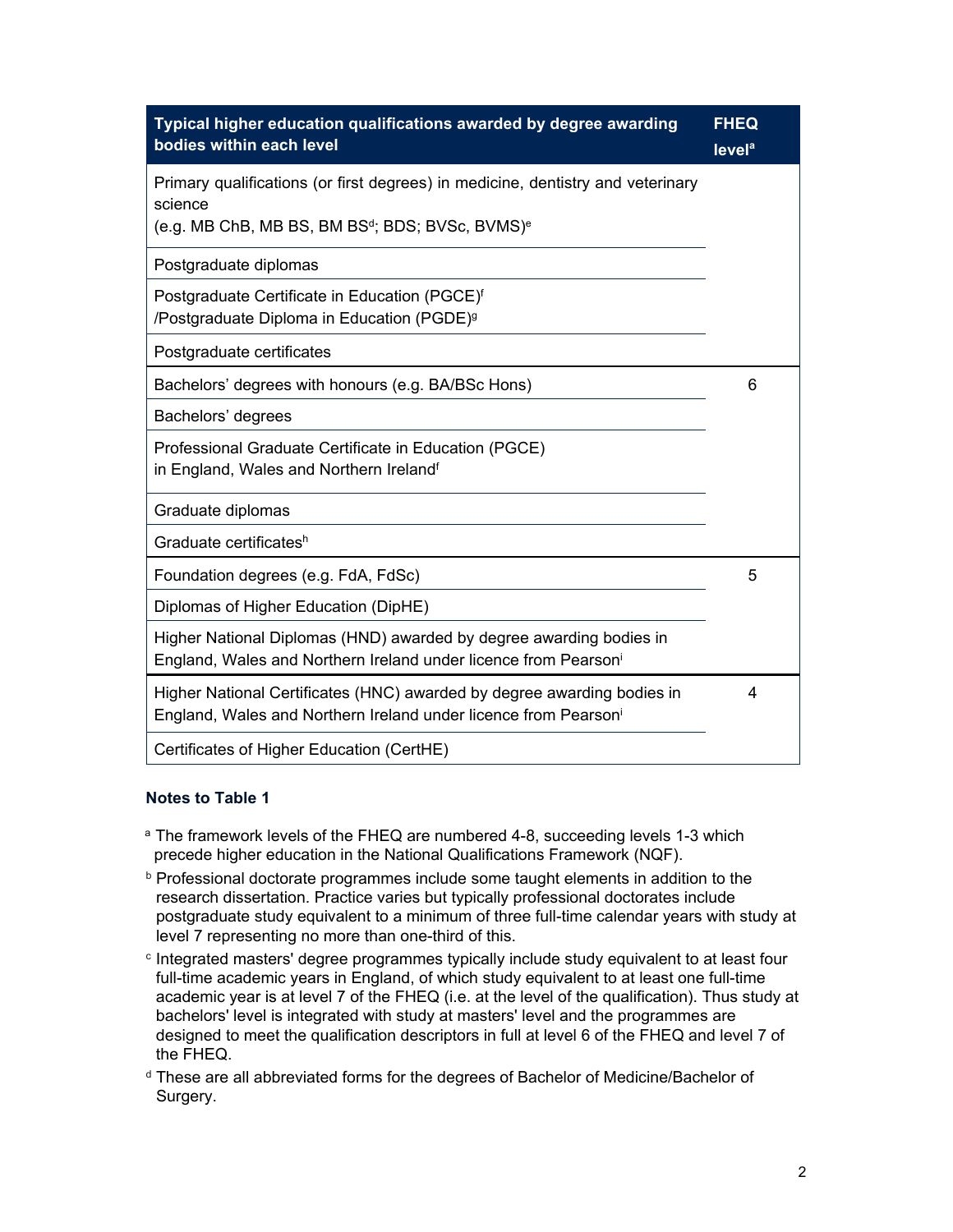| Typical higher education qualifications awarded by degree awarding bodies within each level | FHEQ level[a] |
|---|---|
| Primary qualifications (or first degrees) in medicine, dentistry and veterinary science (e.g. MB ChB, MB BS, BM BS[d]; BDS; BVSc, BVMS)[e] | |
| Postgraduate diplomas | |
| Postgraduate Certificate in Education (PGCE)[f] /Postgraduate Diploma in Education (PGDE)[g] | |
| Postgraduate certificates | |
| Bachelors' degrees with honours (e.g. BA/BSc Hons) | 6 |
| Bachelors' degrees | |
| Professional Graduate Certificate in Education (PGCE) in England, Wales and Northern Ireland[f] | |
| Graduate diplomas | |
| Graduate certificates[h] | |
| Foundation degrees (e.g. FdA, FdSc) | 5 |
| Diplomas of Higher Education (DipHE) | |
| Higher National Diplomas (HND) awarded by degree awarding bodies in England, Wales and Northern Ireland under licence from Pearson[i] | |
| Higher National Certificates (HNC) awarded by degree awarding bodies in England, Wales and Northern Ireland under licence from Pearson[i] | 4 |
| Certificates of Higher Education (CertHE) | |

### Notes to Table 1

[a] The framework levels of the FHEQ are numbered 4-8, succeeding levels 1-3 which precede higher education in the National Qualifications Framework (NQF).

[b] Professional doctorate programmes include some taught elements in addition to the research dissertation. Practice varies but typically professional doctorates include postgraduate study equivalent to a minimum of three full-time calendar years with study at level 7 representing no more than one-third of this.

[c] Integrated masters' degree programmes typically include study equivalent to at least four full-time academic years in England, of which study equivalent to at least one full-time academic year is at level 7 of the FHEQ (i.e. at the level of the qualification). Thus study at bachelors' level is integrated with study at masters' level and the programmes are designed to meet the qualification descriptors in full at level 6 of the FHEQ and level 7 of the FHEQ.

[d] These are all abbreviated forms for the degrees of Bachelor of Medicine/Bachelor of Surgery.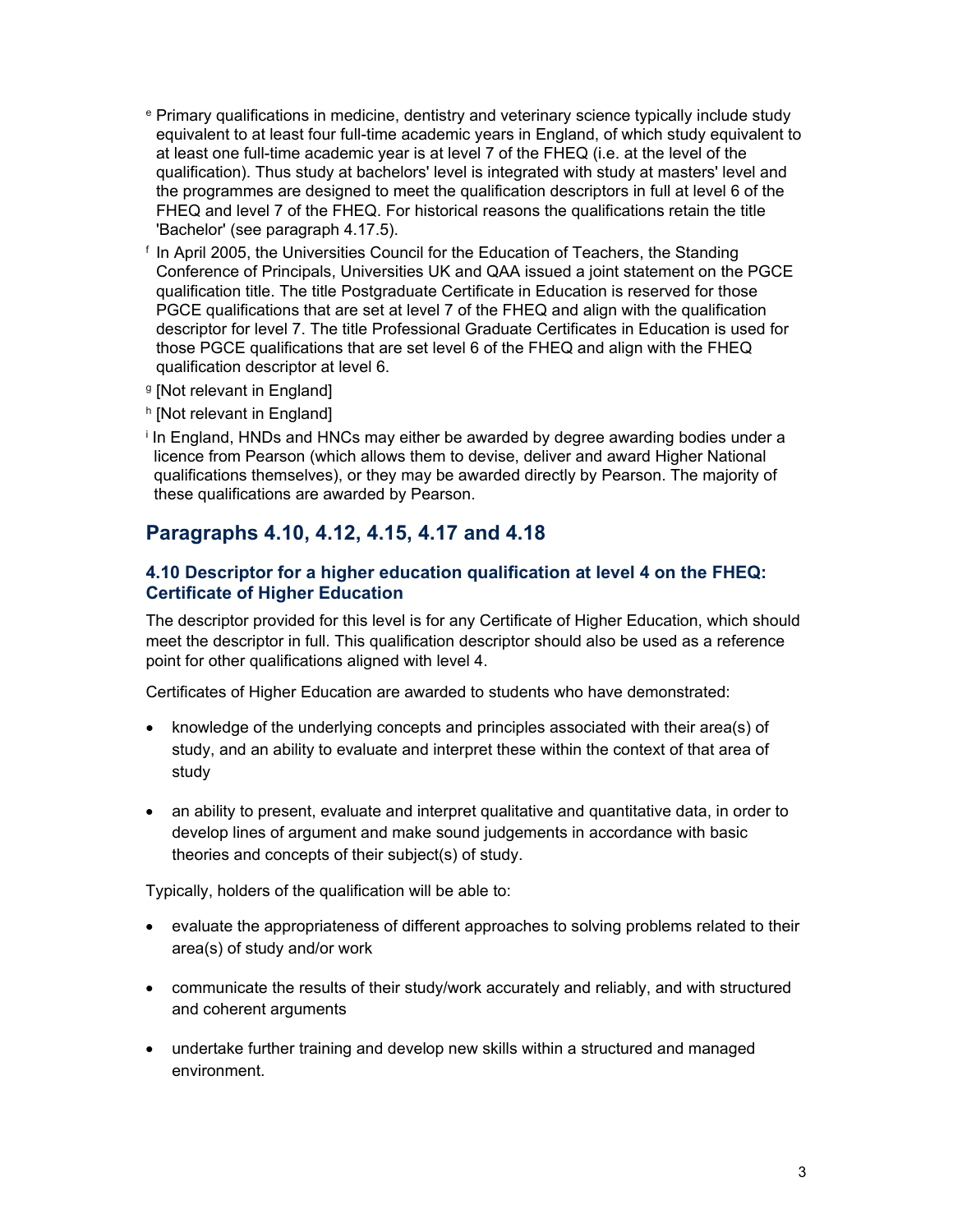[e] Primary qualifications in medicine, dentistry and veterinary science typically include study equivalent to at least four full-time academic years in England, of which study equivalent to at least one full-time academic year is at level 7 of the FHEQ (i.e. at the level of the qualification). Thus study at bachelors' level is integrated with study at masters' level and the programmes are designed to meet the qualification descriptors in full at level 6 of the FHEQ and level 7 of the FHEQ. For historical reasons the qualifications retain the title 'Bachelor' (see paragraph 4.17.5).

[f] In April 2005, the Universities Council for the Education of Teachers, the Standing Conference of Principals, Universities UK and QAA issued a joint statement on the PGCE qualification title. The title Postgraduate Certificate in Education is reserved for those PGCE qualifications that are set at level 7 of the FHEQ and align with the qualification descriptor for level 7. The title Professional Graduate Certificates in Education is used for those PGCE qualifications that are set level 6 of the FHEQ and align with the FHEQ qualification descriptor at level 6.

[g] [Not relevant in England]

[h] [Not relevant in England]

[i] In England, HNDs and HNCs may either be awarded by degree awarding bodies under a licence from Pearson (which allows them to devise, deliver and award Higher National qualifications themselves), or they may be awarded directly by Pearson. The majority of these qualifications are awarded by Pearson.

## Paragraphs 4.10, 4.12, 4.15, 4.17 and 4.18

### 4.10 Descriptor for a higher education qualification at level 4 on the FHEQ: Certificate of Higher Education

The descriptor provided for this level is for any Certificate of Higher Education, which should meet the descriptor in full. This qualification descriptor should also be used as a reference point for other qualifications aligned with level 4.

Certificates of Higher Education are awarded to students who have demonstrated:

- knowledge of the underlying concepts and principles associated with their area(s) of study, and an ability to evaluate and interpret these within the context of that area of study
- an ability to present, evaluate and interpret qualitative and quantitative data, in order to develop lines of argument and make sound judgements in accordance with basic theories and concepts of their subject(s) of study.

Typically, holders of the qualification will be able to:

- evaluate the appropriateness of different approaches to solving problems related to their area(s) of study and/or work
- communicate the results of their study/work accurately and reliably, and with structured and coherent arguments
- undertake further training and develop new skills within a structured and managed environment.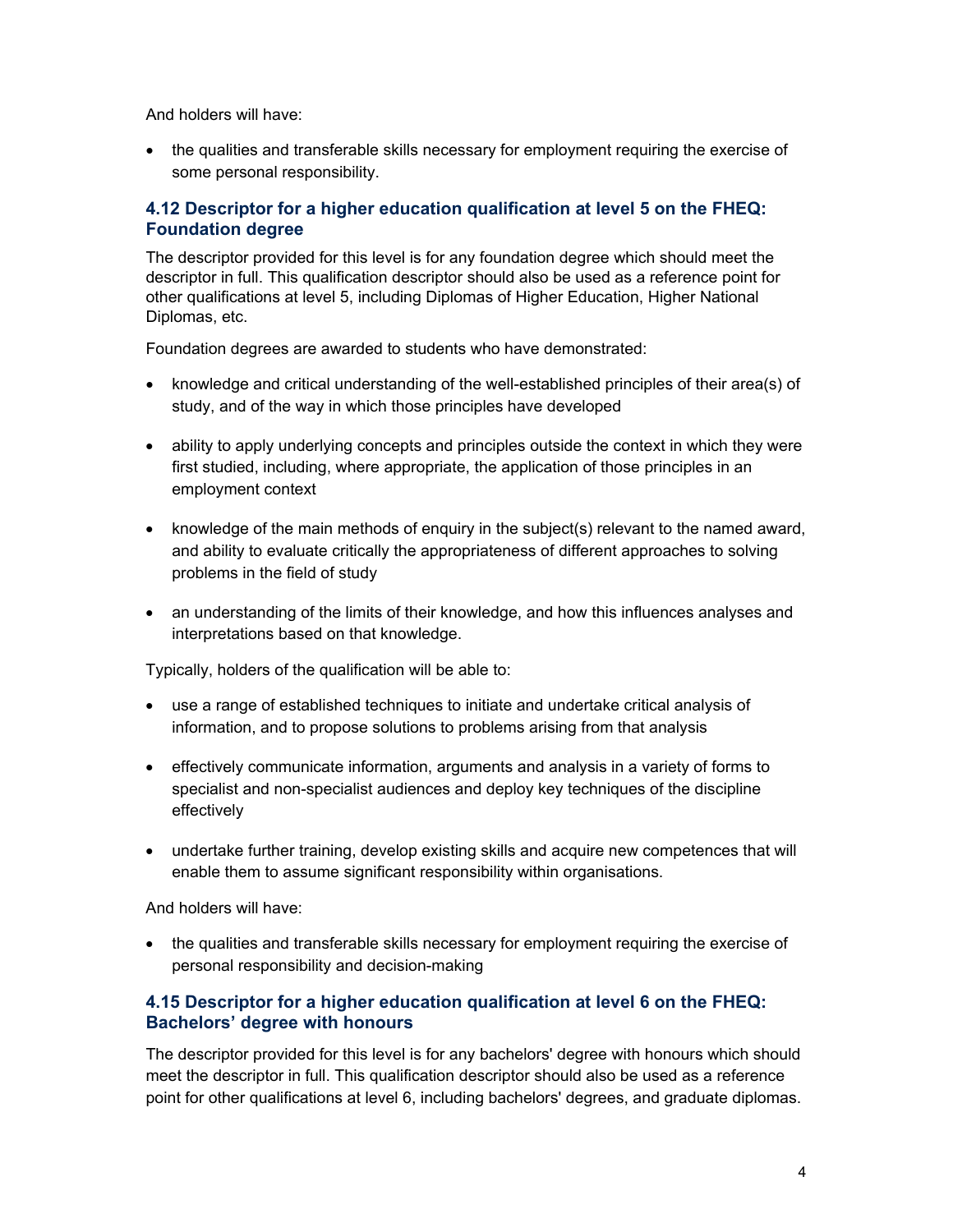And holders will have:

- the qualities and transferable skills necessary for employment requiring the exercise of some personal responsibility.

### 4.12 Descriptor for a higher education qualification at level 5 on the FHEQ: Foundation degree

The descriptor provided for this level is for any foundation degree which should meet the descriptor in full. This qualification descriptor should also be used as a reference point for other qualifications at level 5, including Diplomas of Higher Education, Higher National Diplomas, etc.

Foundation degrees are awarded to students who have demonstrated:

- knowledge and critical understanding of the well-established principles of their area(s) of study, and of the way in which those principles have developed
- ability to apply underlying concepts and principles outside the context in which they were first studied, including, where appropriate, the application of those principles in an employment context
- knowledge of the main methods of enquiry in the subject(s) relevant to the named award, and ability to evaluate critically the appropriateness of different approaches to solving problems in the field of study
- an understanding of the limits of their knowledge, and how this influences analyses and interpretations based on that knowledge.

Typically, holders of the qualification will be able to:

- use a range of established techniques to initiate and undertake critical analysis of information, and to propose solutions to problems arising from that analysis
- effectively communicate information, arguments and analysis in a variety of forms to specialist and non-specialist audiences and deploy key techniques of the discipline effectively
- undertake further training, develop existing skills and acquire new competences that will enable them to assume significant responsibility within organisations.

And holders will have:

- the qualities and transferable skills necessary for employment requiring the exercise of personal responsibility and decision-making

### 4.15 Descriptor for a higher education qualification at level 6 on the FHEQ: Bachelors' degree with honours

The descriptor provided for this level is for any bachelors' degree with honours which should meet the descriptor in full. This qualification descriptor should also be used as a reference point for other qualifications at level 6, including bachelors' degrees, and graduate diplomas.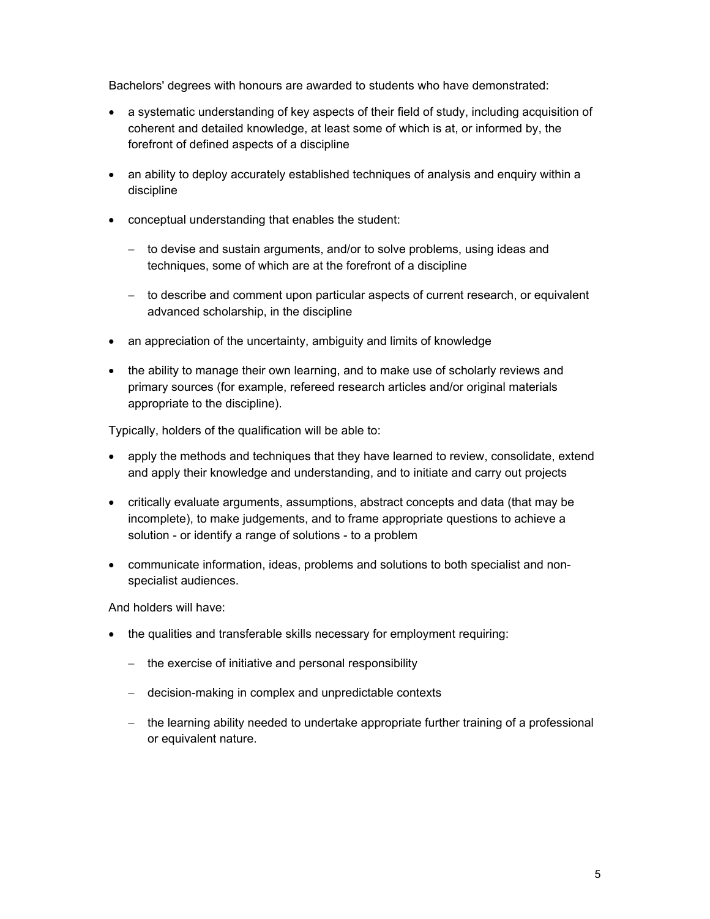Bachelors' degrees with honours are awarded to students who have demonstrated:

- a systematic understanding of key aspects of their field of study, including acquisition of coherent and detailed knowledge, at least some of which is at, or informed by, the forefront of defined aspects of a discipline
- an ability to deploy accurately established techniques of analysis and enquiry within a discipline
- conceptual understanding that enables the student:
  - to devise and sustain arguments, and/or to solve problems, using ideas and techniques, some of which are at the forefront of a discipline
  - to describe and comment upon particular aspects of current research, or equivalent advanced scholarship, in the discipline
- an appreciation of the uncertainty, ambiguity and limits of knowledge
- the ability to manage their own learning, and to make use of scholarly reviews and primary sources (for example, refereed research articles and/or original materials appropriate to the discipline).

Typically, holders of the qualification will be able to:

- apply the methods and techniques that they have learned to review, consolidate, extend and apply their knowledge and understanding, and to initiate and carry out projects
- critically evaluate arguments, assumptions, abstract concepts and data (that may be incomplete), to make judgements, and to frame appropriate questions to achieve a solution - or identify a range of solutions - to a problem
- communicate information, ideas, problems and solutions to both specialist and non-specialist audiences.

And holders will have:

- the qualities and transferable skills necessary for employment requiring:
  - the exercise of initiative and personal responsibility
  - decision-making in complex and unpredictable contexts
  - the learning ability needed to undertake appropriate further training of a professional or equivalent nature.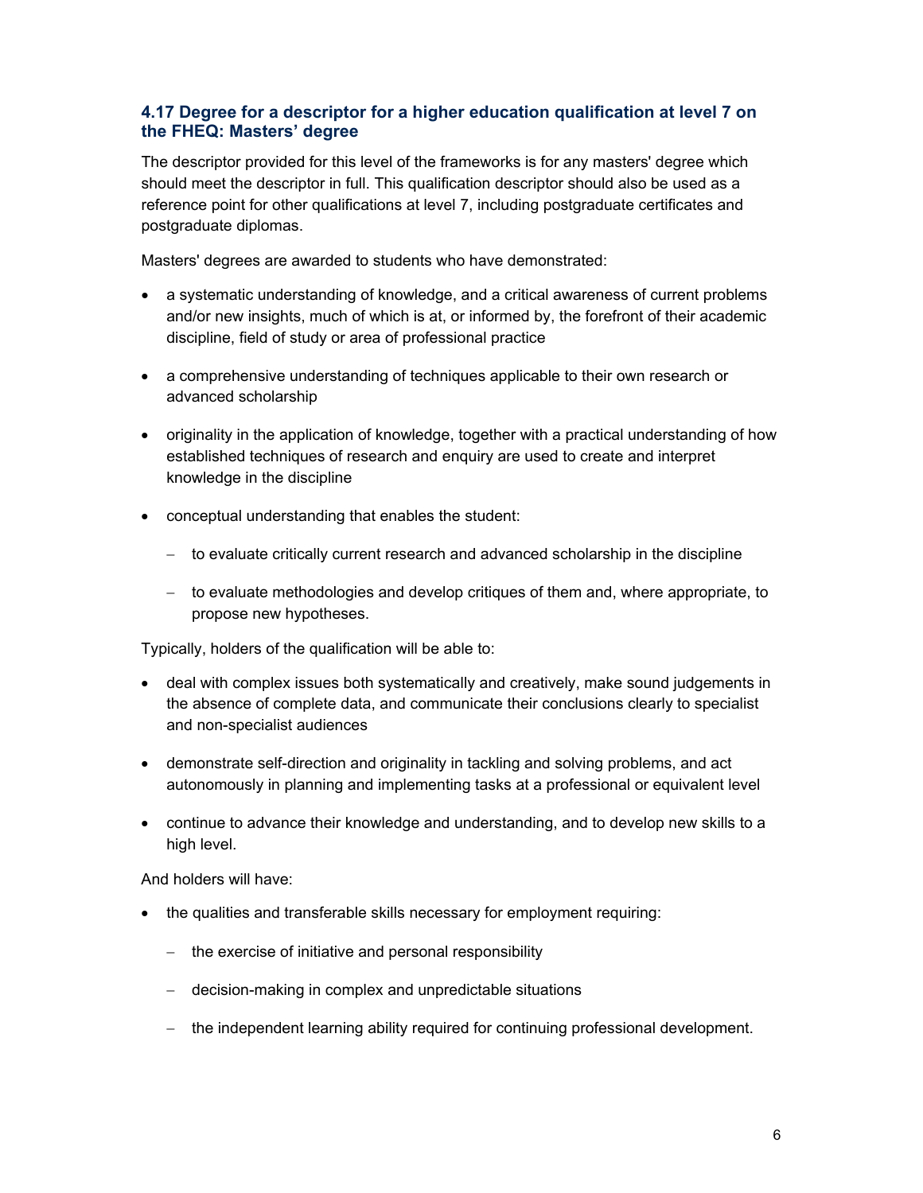### 4.17 Degree for a descriptor for a higher education qualification at level 7 on the FHEQ: Masters' degree

The descriptor provided for this level of the frameworks is for any masters' degree which should meet the descriptor in full. This qualification descriptor should also be used as a reference point for other qualifications at level 7, including postgraduate certificates and postgraduate diplomas.

Masters' degrees are awarded to students who have demonstrated:

- a systematic understanding of knowledge, and a critical awareness of current problems and/or new insights, much of which is at, or informed by, the forefront of their academic discipline, field of study or area of professional practice
- a comprehensive understanding of techniques applicable to their own research or advanced scholarship
- originality in the application of knowledge, together with a practical understanding of how established techniques of research and enquiry are used to create and interpret knowledge in the discipline
- conceptual understanding that enables the student:
  - to evaluate critically current research and advanced scholarship in the discipline
  - to evaluate methodologies and develop critiques of them and, where appropriate, to propose new hypotheses.

Typically, holders of the qualification will be able to:

- deal with complex issues both systematically and creatively, make sound judgements in the absence of complete data, and communicate their conclusions clearly to specialist and non-specialist audiences
- demonstrate self-direction and originality in tackling and solving problems, and act autonomously in planning and implementing tasks at a professional or equivalent level
- continue to advance their knowledge and understanding, and to develop new skills to a high level.

And holders will have:

- the qualities and transferable skills necessary for employment requiring:
  - the exercise of initiative and personal responsibility
  - decision-making in complex and unpredictable situations
  - the independent learning ability required for continuing professional development.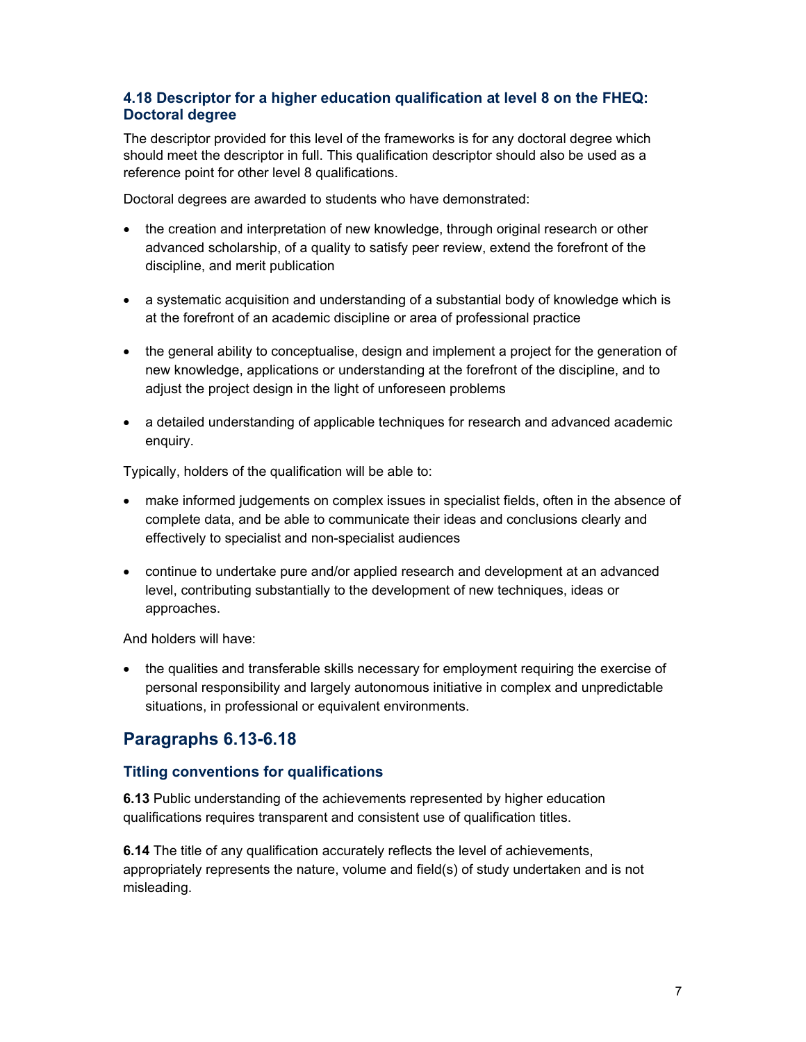### 4.18 Descriptor for a higher education qualification at level 8 on the FHEQ: Doctoral degree

The descriptor provided for this level of the frameworks is for any doctoral degree which should meet the descriptor in full. This qualification descriptor should also be used as a reference point for other level 8 qualifications.

Doctoral degrees are awarded to students who have demonstrated:

- the creation and interpretation of new knowledge, through original research or other advanced scholarship, of a quality to satisfy peer review, extend the forefront of the discipline, and merit publication
- a systematic acquisition and understanding of a substantial body of knowledge which is at the forefront of an academic discipline or area of professional practice
- the general ability to conceptualise, design and implement a project for the generation of new knowledge, applications or understanding at the forefront of the discipline, and to adjust the project design in the light of unforeseen problems
- a detailed understanding of applicable techniques for research and advanced academic enquiry.

Typically, holders of the qualification will be able to:

- make informed judgements on complex issues in specialist fields, often in the absence of complete data, and be able to communicate their ideas and conclusions clearly and effectively to specialist and non-specialist audiences
- continue to undertake pure and/or applied research and development at an advanced level, contributing substantially to the development of new techniques, ideas or approaches.

And holders will have:

- the qualities and transferable skills necessary for employment requiring the exercise of personal responsibility and largely autonomous initiative in complex and unpredictable situations, in professional or equivalent environments.

## Paragraphs 6.13-6.18

### Titling conventions for qualifications

**6.13** Public understanding of the achievements represented by higher education qualifications requires transparent and consistent use of qualification titles.

**6.14** The title of any qualification accurately reflects the level of achievements, appropriately represents the nature, volume and field(s) of study undertaken and is not misleading.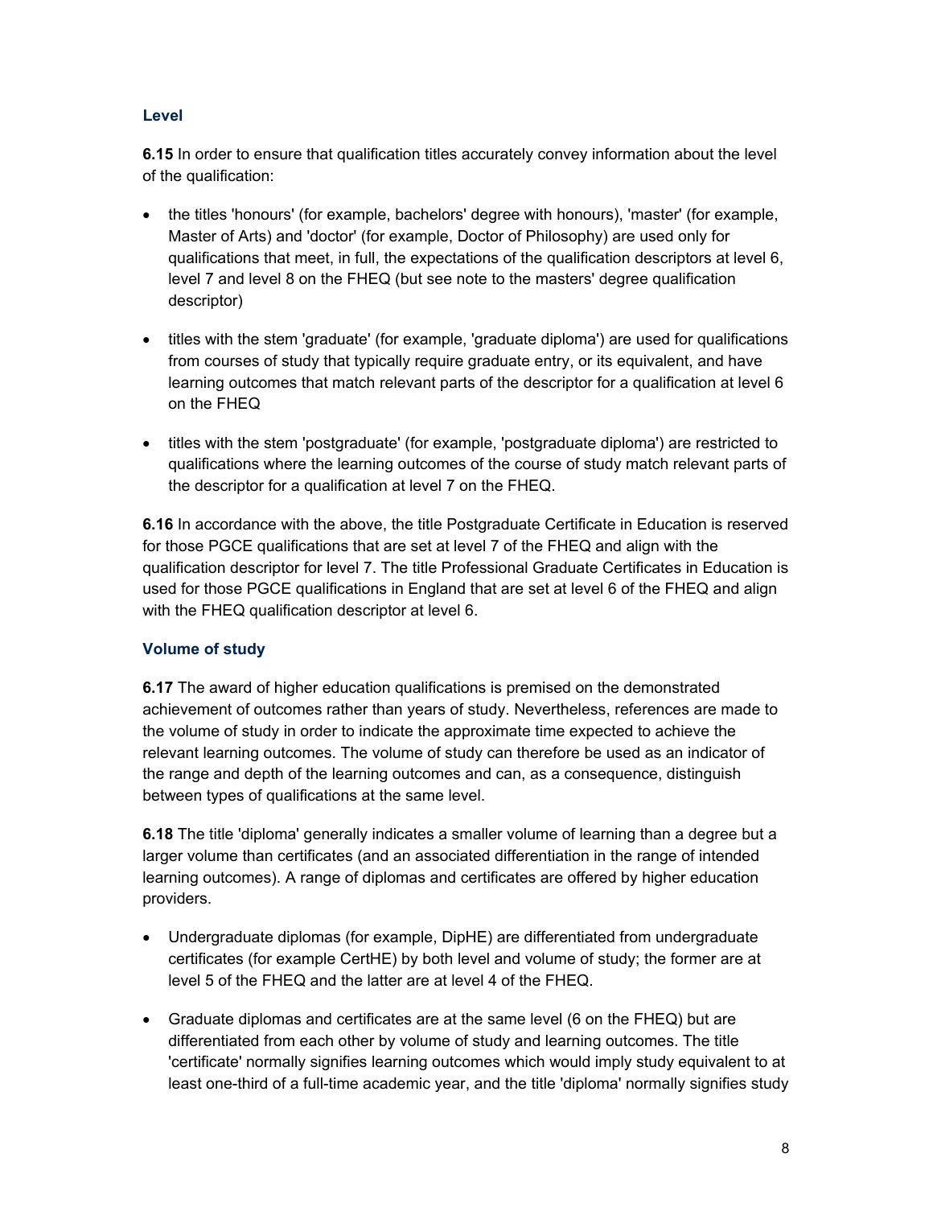### Level

**6.15** In order to ensure that qualification titles accurately convey information about the level of the qualification:

- the titles 'honours' (for example, bachelors' degree with honours), 'master' (for example, Master of Arts) and 'doctor' (for example, Doctor of Philosophy) are used only for qualifications that meet, in full, the expectations of the qualification descriptors at level 6, level 7 and level 8 on the FHEQ (but see note to the masters' degree qualification descriptor)
- titles with the stem 'graduate' (for example, 'graduate diploma') are used for qualifications from courses of study that typically require graduate entry, or its equivalent, and have learning outcomes that match relevant parts of the descriptor for a qualification at level 6 on the FHEQ
- titles with the stem 'postgraduate' (for example, 'postgraduate diploma') are restricted to qualifications where the learning outcomes of the course of study match relevant parts of the descriptor for a qualification at level 7 on the FHEQ.

**6.16** In accordance with the above, the title Postgraduate Certificate in Education is reserved for those PGCE qualifications that are set at level 7 of the FHEQ and align with the qualification descriptor for level 7. The title Professional Graduate Certificates in Education is used for those PGCE qualifications in England that are set at level 6 of the FHEQ and align with the FHEQ qualification descriptor at level 6.

### Volume of study

**6.17** The award of higher education qualifications is premised on the demonstrated achievement of outcomes rather than years of study. Nevertheless, references are made to the volume of study in order to indicate the approximate time expected to achieve the relevant learning outcomes. The volume of study can therefore be used as an indicator of the range and depth of the learning outcomes and can, as a consequence, distinguish between types of qualifications at the same level.

**6.18** The title 'diploma' generally indicates a smaller volume of learning than a degree but a larger volume than certificates (and an associated differentiation in the range of intended learning outcomes). A range of diplomas and certificates are offered by higher education providers.

- Undergraduate diplomas (for example, DipHE) are differentiated from undergraduate certificates (for example CertHE) by both level and volume of study; the former are at level 5 of the FHEQ and the latter are at level 4 of the FHEQ.
- Graduate diplomas and certificates are at the same level (6 on the FHEQ) but are differentiated from each other by volume of study and learning outcomes. The title 'certificate' normally signifies learning outcomes which would imply study equivalent to at least one-third of a full-time academic year, and the title 'diploma' normally signifies study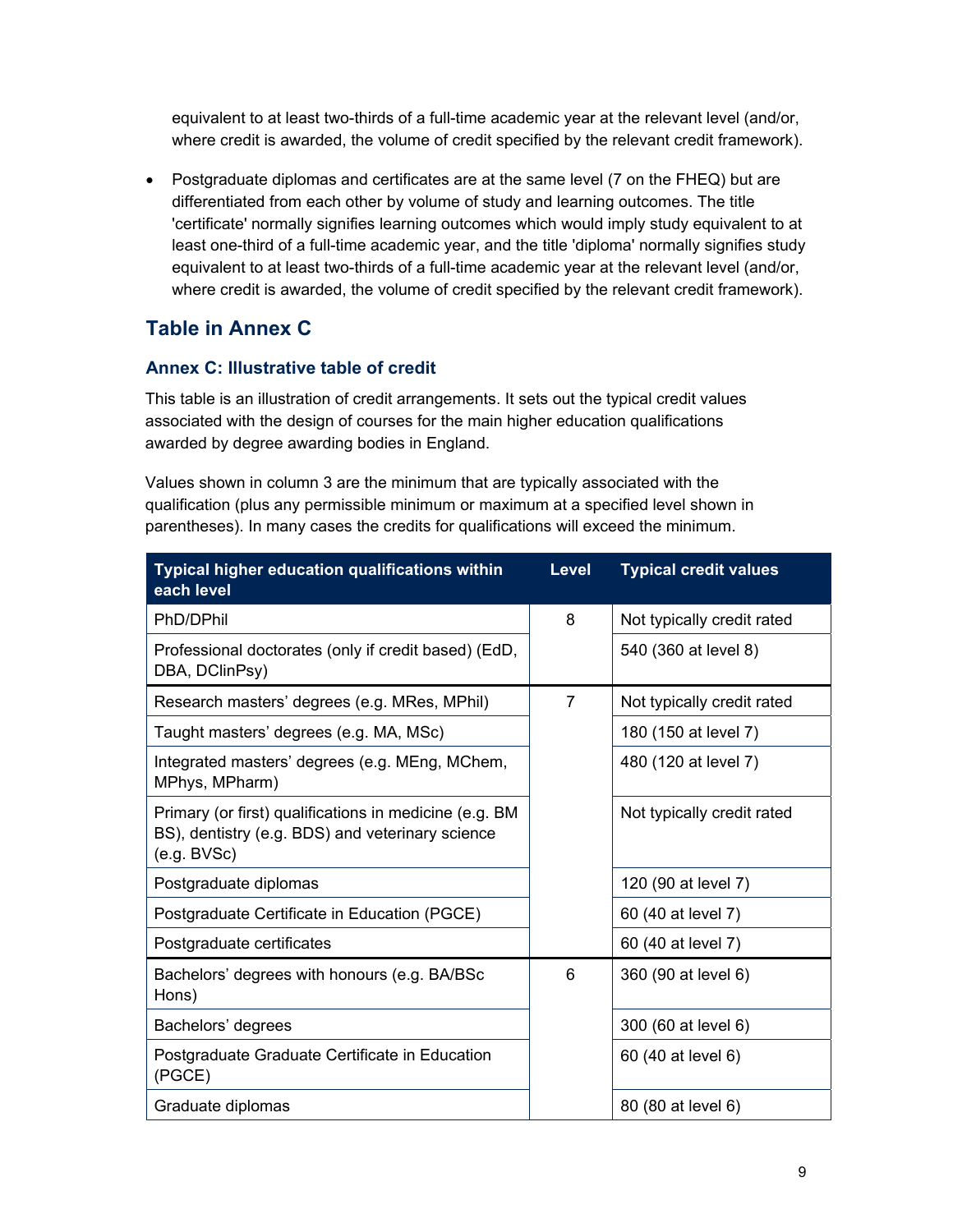equivalent to at least two-thirds of a full-time academic year at the relevant level (and/or, where credit is awarded, the volume of credit specified by the relevant credit framework).

- Postgraduate diplomas and certificates are at the same level (7 on the FHEQ) but are differentiated from each other by volume of study and learning outcomes. The title 'certificate' normally signifies learning outcomes which would imply study equivalent to at least one-third of a full-time academic year, and the title 'diploma' normally signifies study equivalent to at least two-thirds of a full-time academic year at the relevant level (and/or, where credit is awarded, the volume of credit specified by the relevant credit framework).

## Table in Annex C

### Annex C: Illustrative table of credit

This table is an illustration of credit arrangements. It sets out the typical credit values associated with the design of courses for the main higher education qualifications awarded by degree awarding bodies in England.

Values shown in column 3 are the minimum that are typically associated with the qualification (plus any permissible minimum or maximum at a specified level shown in parentheses). In many cases the credits for qualifications will exceed the minimum.

| Typical higher education qualifications within each level | Level | Typical credit values |
|---|---|---|
| PhD/DPhil | 8 | Not typically credit rated |
| Professional doctorates (only if credit based) (EdD, DBA, DClinPsy) | | 540 (360 at level 8) |
| Research masters' degrees (e.g. MRes, MPhil) | 7 | Not typically credit rated |
| Taught masters' degrees (e.g. MA, MSc) | | 180 (150 at level 7) |
| Integrated masters' degrees (e.g. MEng, MChem, MPhys, MPharm) | | 480 (120 at level 7) |
| Primary (or first) qualifications in medicine (e.g. BM BS), dentistry (e.g. BDS) and veterinary science (e.g. BVSc) | | Not typically credit rated |
| Postgraduate diplomas | | 120 (90 at level 7) |
| Postgraduate Certificate in Education (PGCE) | | 60 (40 at level 7) |
| Postgraduate certificates | | 60 (40 at level 7) |
| Bachelors' degrees with honours (e.g. BA/BSc Hons) | 6 | 360 (90 at level 6) |
| Bachelors' degrees | | 300 (60 at level 6) |
| Postgraduate Graduate Certificate in Education (PGCE) | | 60 (40 at level 6) |
| Graduate diplomas | | 80 (80 at level 6) |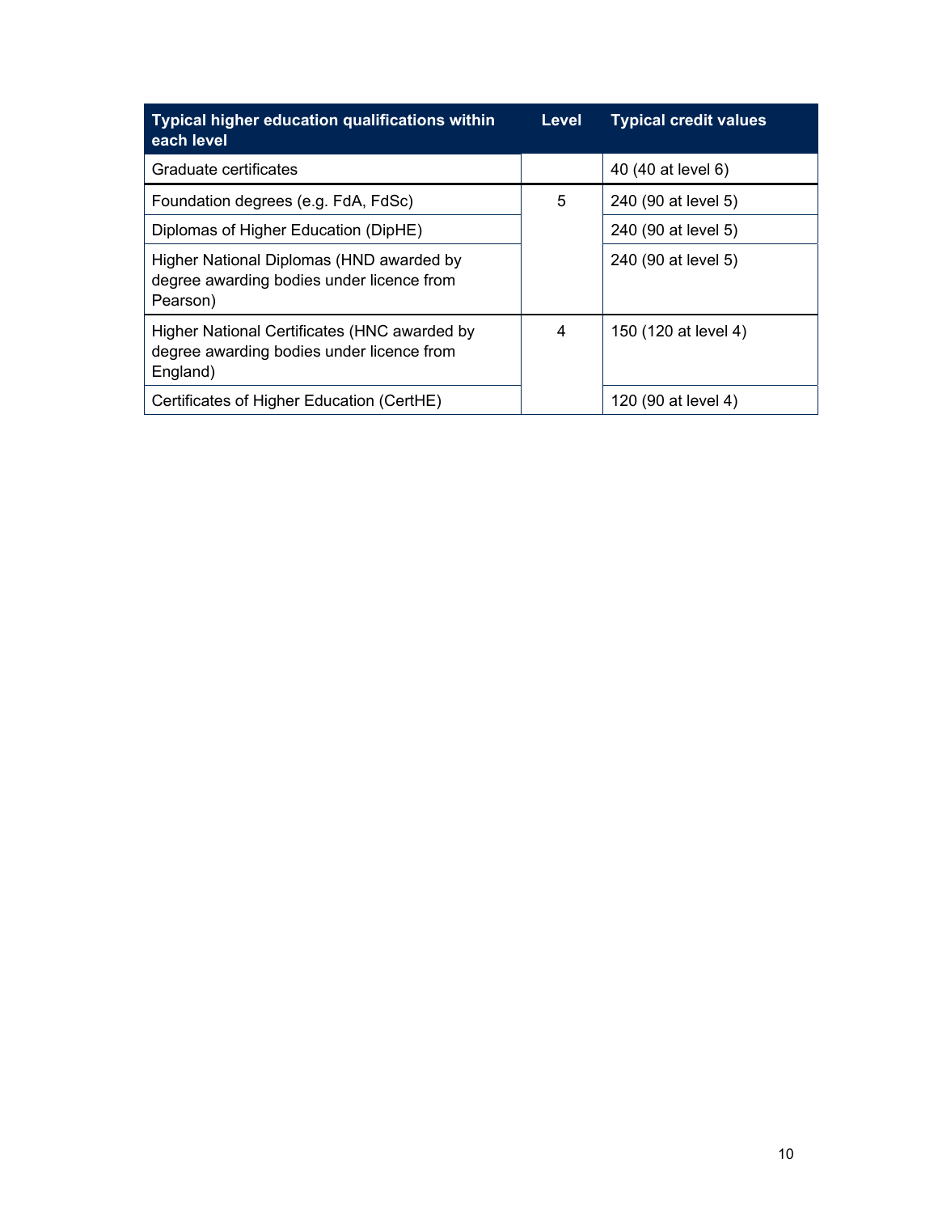| Typical higher education qualifications within each level | Level | Typical credit values |
| --- | --- | --- |
| Graduate certificates | | 40 (40 at level 6) |
| Foundation degrees (e.g. FdA, FdSc) | 5 | 240 (90 at level 5) |
| Diplomas of Higher Education (DipHE) | | 240 (90 at level 5) |
| Higher National Diplomas (HND awarded by degree awarding bodies under licence from Pearson) | | 240 (90 at level 5) |
| Higher National Certificates (HNC awarded by degree awarding bodies under licence from England) | 4 | 150 (120 at level 4) |
| Certificates of Higher Education (CertHE) | | 120 (90 at level 4) |